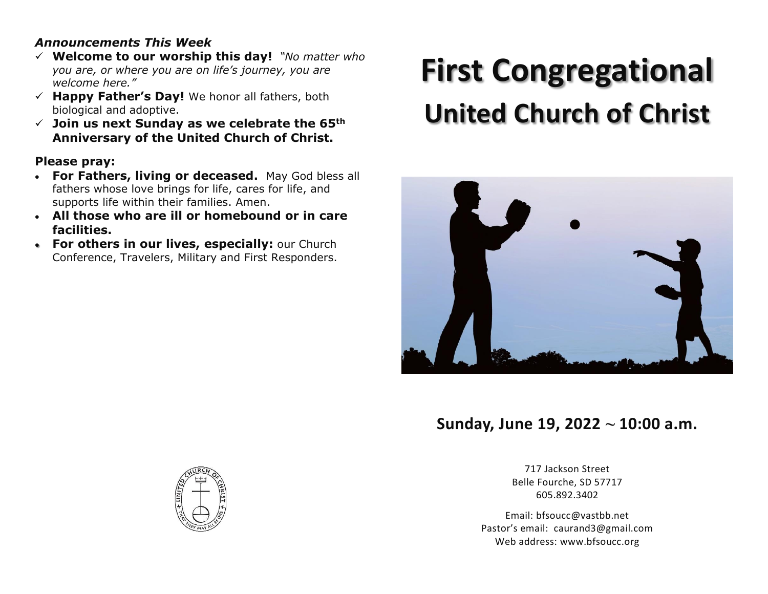### *Announcements This Week*

- ✓ **Welcome to our worship this day!** *"No matter who you are, or where you are on life's journey, you are welcome here."*
- ✓ **Happy Father's Day!** We honor all fathers, both biological and adoptive.
- ✓ **Join us next Sunday as we celebrate the 65th Anniversary of the United Church of Christ.**

**Please pray:**

- **For Fathers, living or deceased.** May God bless all fathers whose love brings for life, cares for life, and supports life within their families. Amen.
- **All those who are ill or homebound or in care facilities.**
- **For others in our lives, especially:** our Church Conference, Travelers, Military and First Responders.

# First Congregational

## United Church of Christ

**Sunday, June 19, 2022 ~ 10:00 a.m.**

717 Jackson Street
Belle Fourche, SD 57717
605.892.3402

Email: bfsoucc@vastbb.net
Pastor's email: caurand3@gmail.com
Web address: www.bfsoucc.org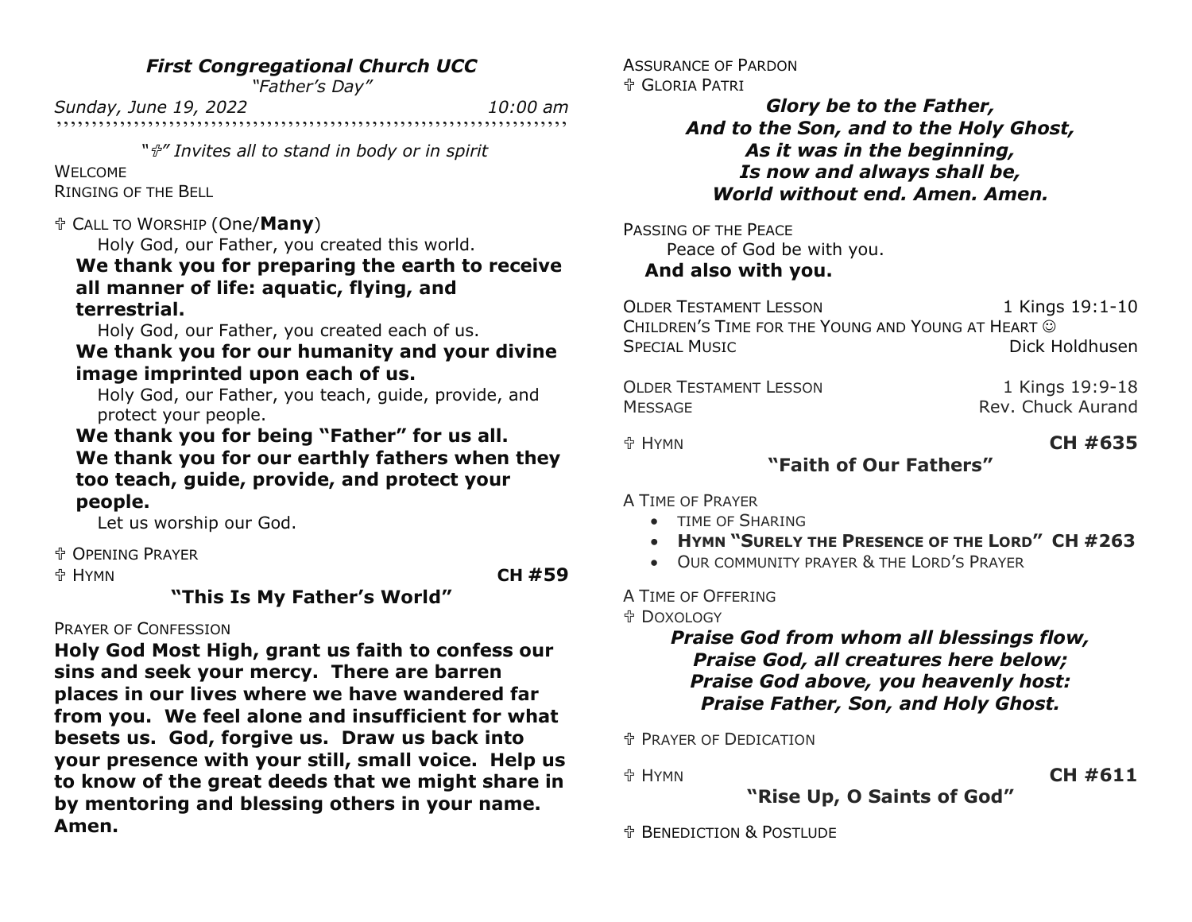***First Congregational Church UCC***

*"Father's Day"*

*Sunday, June 19, 2022* *10:00 am*

*"✞" Invites all to stand in body or in spirit*

WELCOME

RINGING OF THE BELL

✞ CALL TO WORSHIP (One/**Many**)

Holy God, our Father, you created this world.

**We thank you for preparing the earth to receive all manner of life: aquatic, flying, and terrestrial.**

Holy God, our Father, you created each of us.

**We thank you for our humanity and your divine image imprinted upon each of us.**

Holy God, our Father, you teach, guide, provide, and protect your people.

**We thank you for being "Father" for us all. We thank you for our earthly fathers when they too teach, guide, provide, and protect your people.**

Let us worship our God.

✞ OPENING PRAYER

✞ HYMN **CH #59**

**"This Is My Father's World"**

PRAYER OF CONFESSION

**Holy God Most High, grant us faith to confess our sins and seek your mercy. There are barren places in our lives where we have wandered far from you. We feel alone and insufficient for what besets us. God, forgive us. Draw us back into your presence with your still, small voice. Help us to know of the great deeds that we might share in by mentoring and blessing others in your name. Amen.**

ASSURANCE OF PARDON

✞ GLORIA PATRI

***Glory be to the Father,***
***And to the Son, and to the Holy Ghost,***
***As it was in the beginning,***
***Is now and always shall be,***
***World without end. Amen. Amen.***

PASSING OF THE PEACE

Peace of God be with you.

**And also with you.**

OLDER TESTAMENT LESSON 1 Kings 19:1-10

CHILDREN'S TIME FOR THE YOUNG AND YOUNG AT HEART ☺

SPECIAL MUSIC Dick Holdhusen

OLDER TESTAMENT LESSON 1 Kings 19:9-18

MESSAGE Rev. Chuck Aurand

✞ HYMN **CH #635**

**"Faith of Our Fathers"**

A TIME OF PRAYER

- TIME OF SHARING
- **HYMN "SURELY THE PRESENCE OF THE LORD" CH #263**
- OUR COMMUNITY PRAYER & THE LORD'S PRAYER

A TIME OF OFFERING

✞ DOXOLOGY

***Praise God from whom all blessings flow,***
***Praise God, all creatures here below;***
***Praise God above, you heavenly host:***
***Praise Father, Son, and Holy Ghost.***

✞ PRAYER OF DEDICATION

✞ HYMN **CH #611**

**"Rise Up, O Saints of God"**

✞ BENEDICTION & POSTLUDE